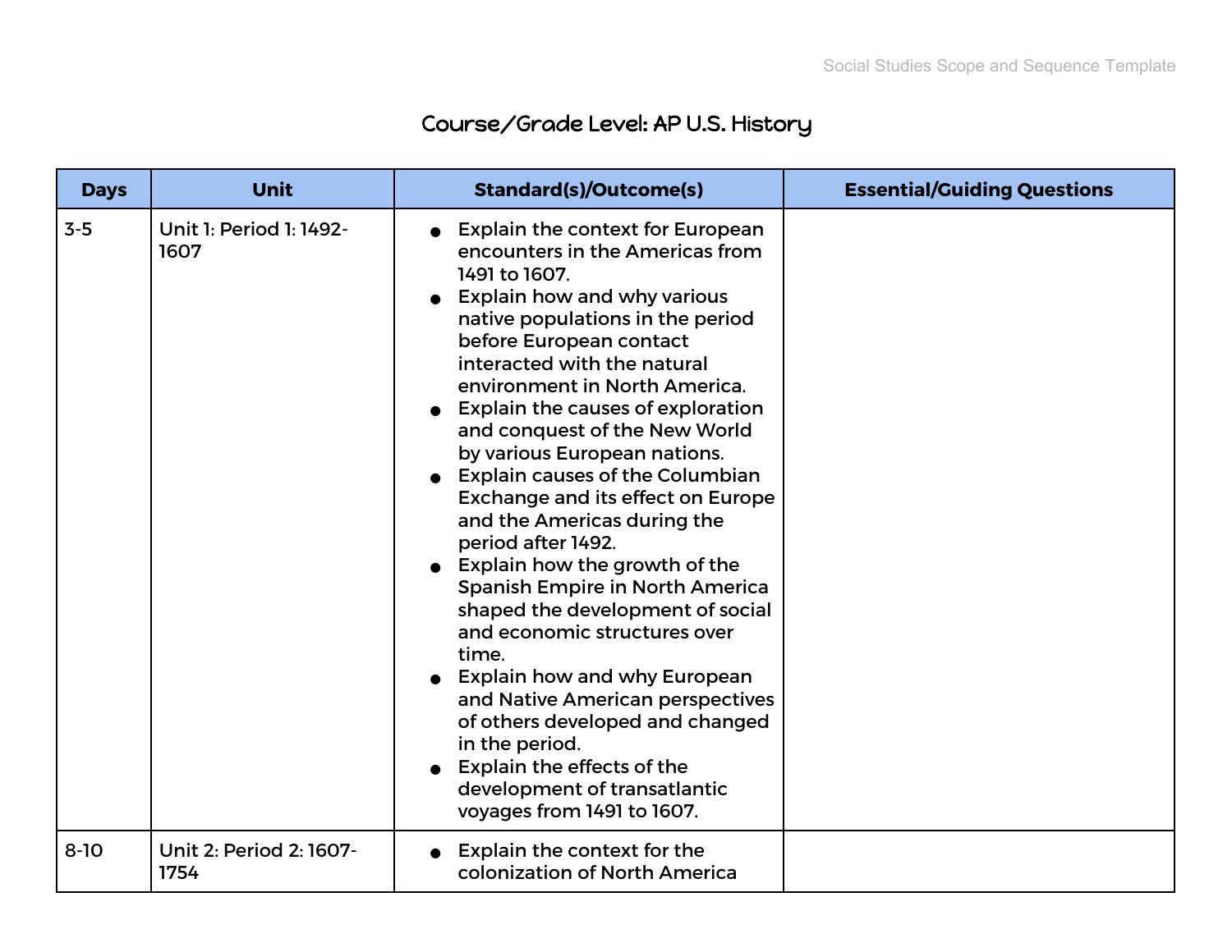## Course/Grade Level: AP U.S. History

| Days | Unit | Standard(s)/Outcome(s) | Essential/Guiding Questions |
|---|---|---|---|
| 3-5 | Unit 1: Period 1: 1492-1607 | <ul><li>Explain the context for European encounters in the Americas from 1491 to 1607.</li><li>Explain how and why various native populations in the period before European contact interacted with the natural environment in North America.</li><li>Explain the causes of exploration and conquest of the New World by various European nations.</li><li>Explain causes of the Columbian Exchange and its effect on Europe and the Americas during the period after 1492.</li><li>Explain how the growth of the Spanish Empire in North America shaped the development of social and economic structures over time.</li><li>Explain how and why European and Native American perspectives of others developed and changed in the period.</li><li>Explain the effects of the development of transatlantic voyages from 1491 to 1607.</li></ul> | |
| 8-10 | Unit 2: Period 2: 1607-1754 | <ul><li>Explain the context for the colonization of North America</li></ul> | |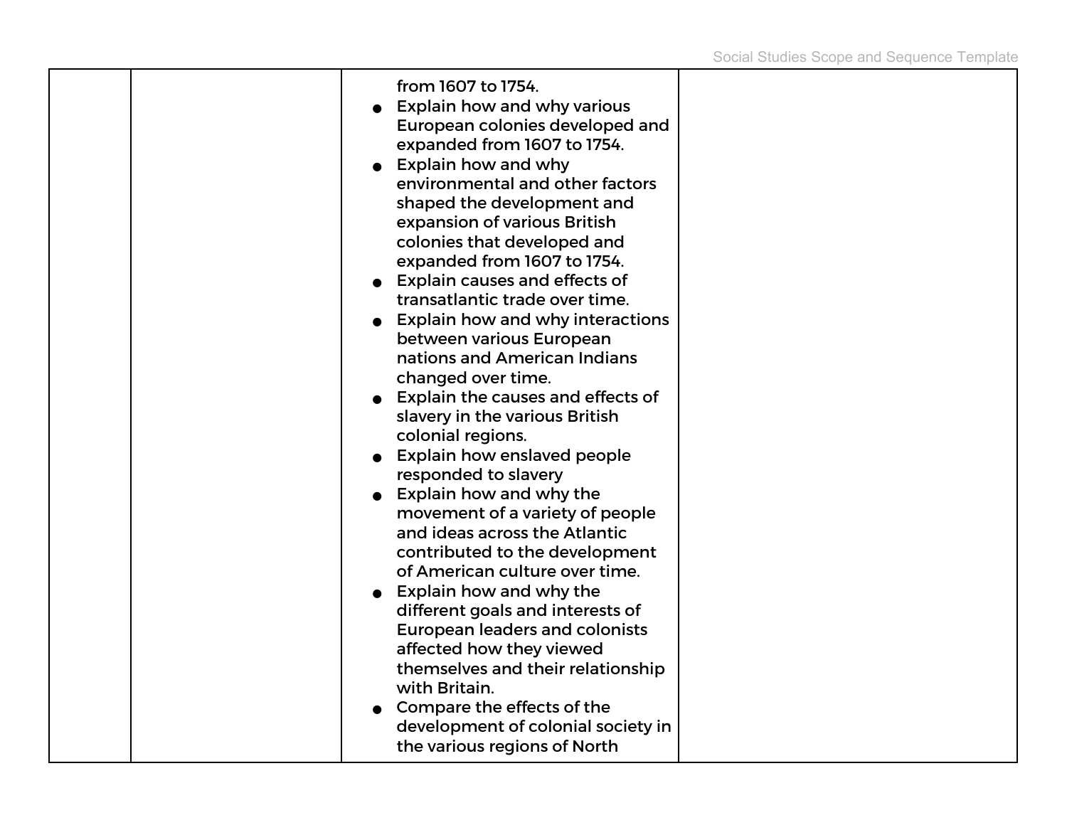| | | | |
|---|---|---|---|
| | | from 1607 to 1754.<br>● Explain how and why various European colonies developed and expanded from 1607 to 1754.<br>● Explain how and why environmental and other factors shaped the development and expansion of various British colonies that developed and expanded from 1607 to 1754.<br>● Explain causes and effects of transatlantic trade over time.<br>● Explain how and why interactions between various European nations and American Indians changed over time.<br>● Explain the causes and effects of slavery in the various British colonial regions.<br>● Explain how enslaved people responded to slavery<br>● Explain how and why the movement of a variety of people and ideas across the Atlantic contributed to the development of American culture over time.<br>● Explain how and why the different goals and interests of European leaders and colonists affected how they viewed themselves and their relationship with Britain.<br>● Compare the effects of the development of colonial society in the various regions of North | |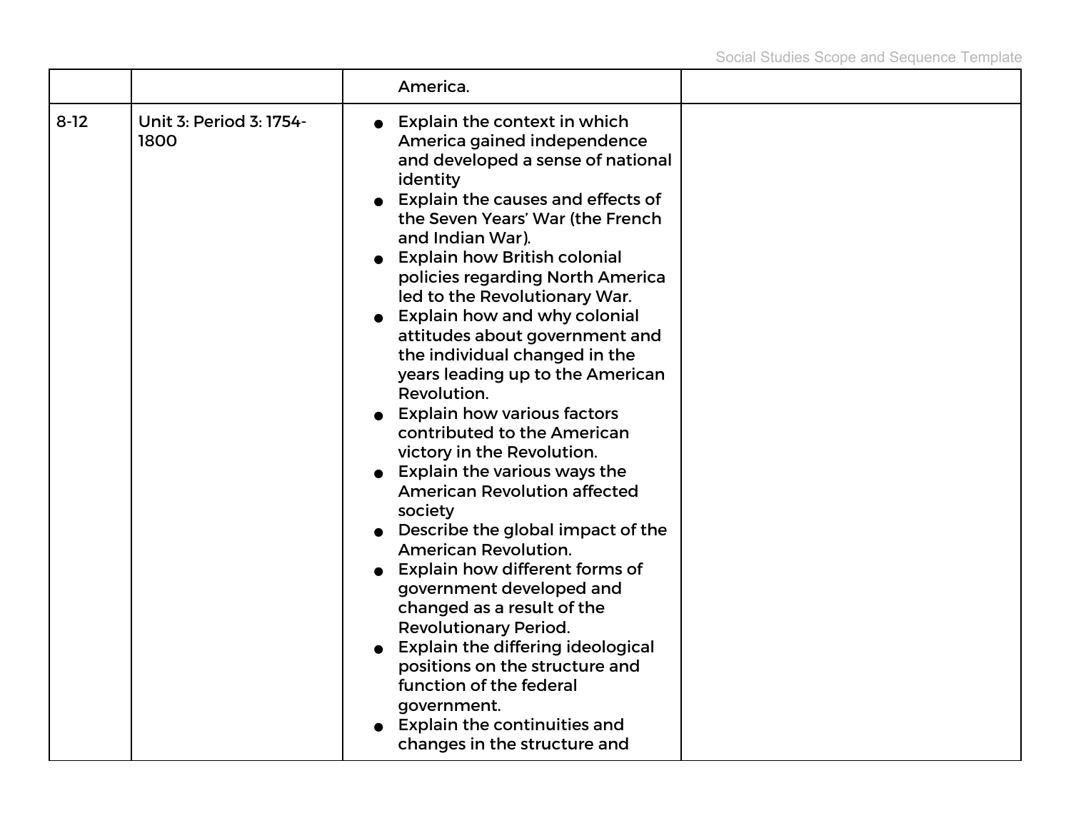| | | | |
|---|---|---|---|
| | | America. | |
| 8-12 | Unit 3: Period 3: 1754-1800 | • Explain the context in which America gained independence and developed a sense of national identity<br>• Explain the causes and effects of the Seven Years' War (the French and Indian War).<br>• Explain how British colonial policies regarding North America led to the Revolutionary War.<br>• Explain how and why colonial attitudes about government and the individual changed in the years leading up to the American Revolution.<br>• Explain how various factors contributed to the American victory in the Revolution.<br>• Explain the various ways the American Revolution affected society<br>• Describe the global impact of the American Revolution.<br>• Explain how different forms of government developed and changed as a result of the Revolutionary Period.<br>• Explain the differing ideological positions on the structure and function of the federal government.<br>• Explain the continuities and changes in the structure and | |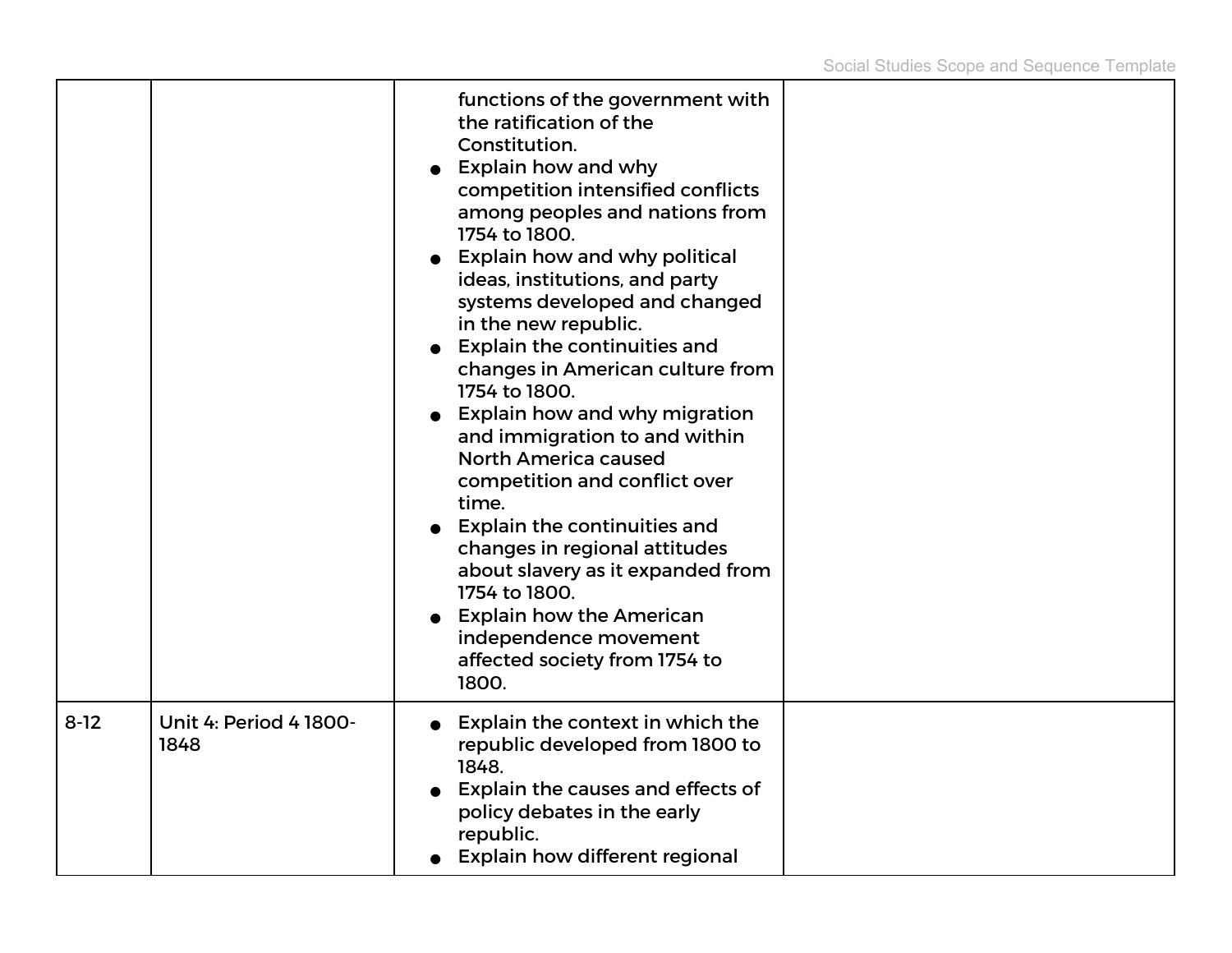| | | | |
|---|---|---|---|
| | | functions of the government with the ratification of the Constitution.<br>● Explain how and why competition intensified conflicts among peoples and nations from 1754 to 1800.<br>● Explain how and why political ideas, institutions, and party systems developed and changed in the new republic.<br>● Explain the continuities and changes in American culture from 1754 to 1800.<br>● Explain how and why migration and immigration to and within North America caused competition and conflict over time.<br>● Explain the continuities and changes in regional attitudes about slavery as it expanded from 1754 to 1800.<br>● Explain how the American independence movement affected society from 1754 to 1800. | |
| 8-12 | Unit 4: Period 4 1800-1848 | ● Explain the context in which the republic developed from 1800 to 1848.<br>● Explain the causes and effects of policy debates in the early republic.<br>● Explain how different regional | |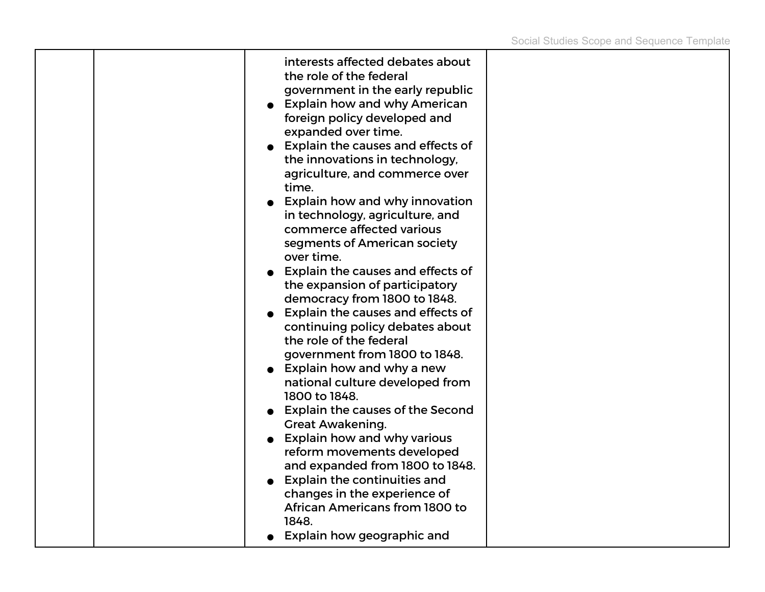|  |  |  |  |
|---|---|---|---|
|  |  | interests affected debates about the role of the federal government in the early republic<br>● Explain how and why American foreign policy developed and expanded over time.<br>● Explain the causes and effects of the innovations in technology, agriculture, and commerce over time.<br>● Explain how and why innovation in technology, agriculture, and commerce affected various segments of American society over time.<br>● Explain the causes and effects of the expansion of participatory democracy from 1800 to 1848.<br>● Explain the causes and effects of continuing policy debates about the role of the federal government from 1800 to 1848.<br>● Explain how and why a new national culture developed from 1800 to 1848.<br>● Explain the causes of the Second Great Awakening.<br>● Explain how and why various reform movements developed and expanded from 1800 to 1848.<br>● Explain the continuities and changes in the experience of African Americans from 1800 to 1848.<br>● Explain how geographic and |  |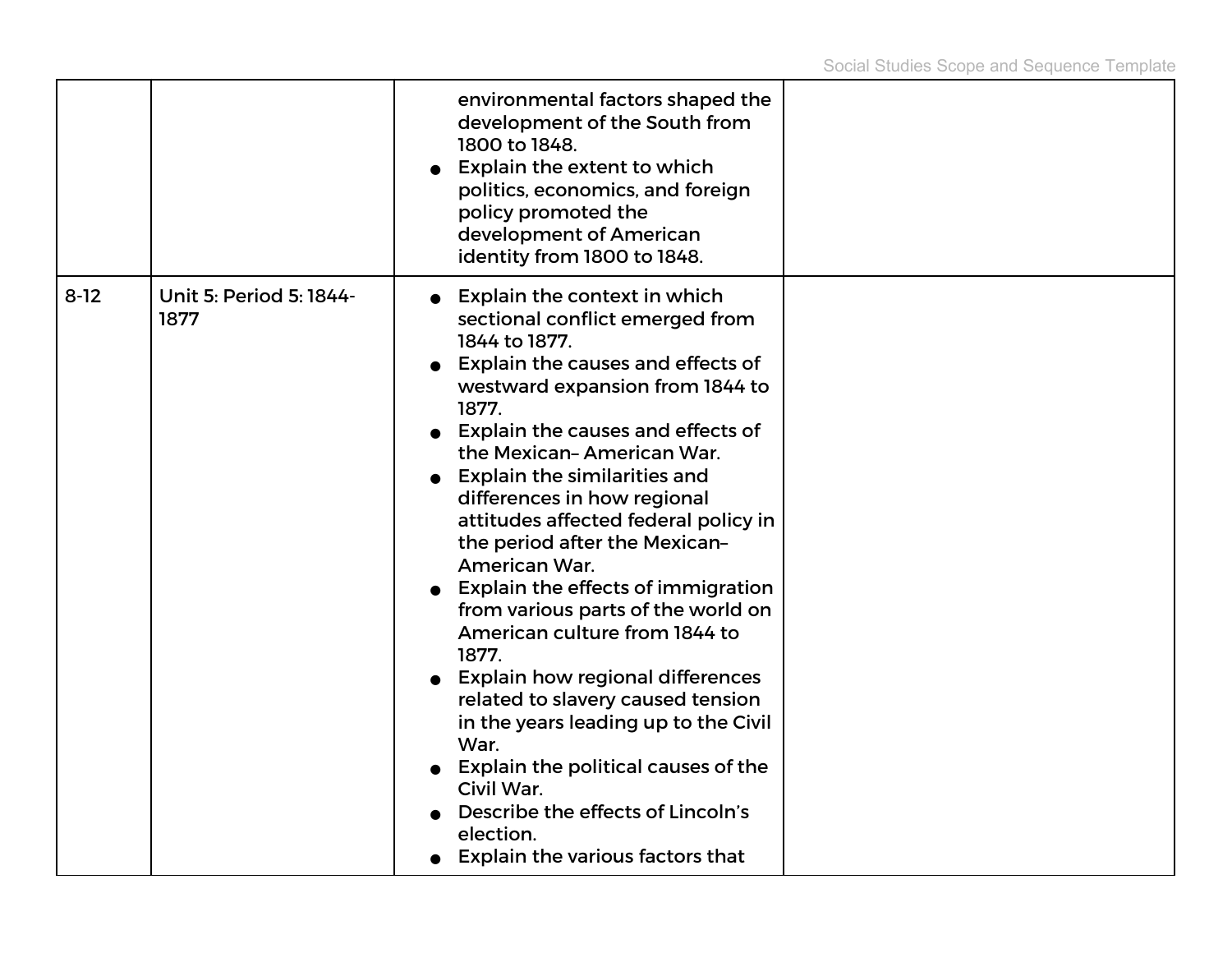| | | | |
|---|---|---|---|
| | | environmental factors shaped the development of the South from 1800 to 1848.<br>● Explain the extent to which politics, economics, and foreign policy promoted the development of American identity from 1800 to 1848. | |
| 8-12 | Unit 5: Period 5: 1844-1877 | ● Explain the context in which sectional conflict emerged from 1844 to 1877.<br>● Explain the causes and effects of westward expansion from 1844 to 1877.<br>● Explain the causes and effects of the Mexican– American War.<br>● Explain the similarities and differences in how regional attitudes affected federal policy in the period after the Mexican–American War.<br>● Explain the effects of immigration from various parts of the world on American culture from 1844 to 1877.<br>● Explain how regional differences related to slavery caused tension in the years leading up to the Civil War.<br>● Explain the political causes of the Civil War.<br>● Describe the effects of Lincoln's election.<br>● Explain the various factors that | |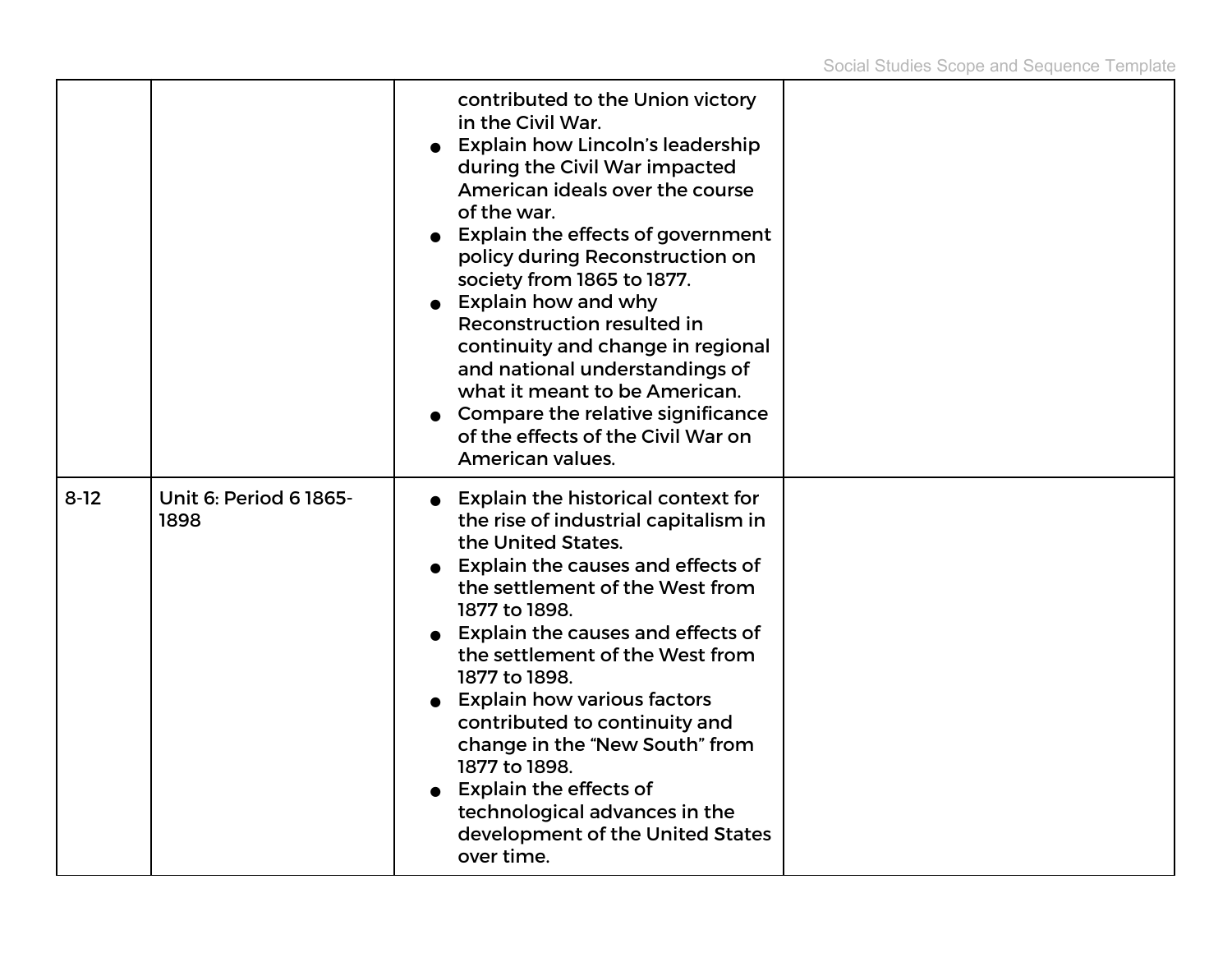| | | | |
|---|---|---|---|
| | | contributed to the Union victory in the Civil War.<br>● Explain how Lincoln's leadership during the Civil War impacted American ideals over the course of the war.<br>● Explain the effects of government policy during Reconstruction on society from 1865 to 1877.<br>● Explain how and why Reconstruction resulted in continuity and change in regional and national understandings of what it meant to be American.<br>● Compare the relative significance of the effects of the Civil War on American values. | |
| 8-12 | Unit 6: Period 6 1865-1898 | ● Explain the historical context for the rise of industrial capitalism in the United States.<br>● Explain the causes and effects of the settlement of the West from 1877 to 1898.<br>● Explain the causes and effects of the settlement of the West from 1877 to 1898.<br>● Explain how various factors contributed to continuity and change in the "New South" from 1877 to 1898.<br>● Explain the effects of technological advances in the development of the United States over time. | |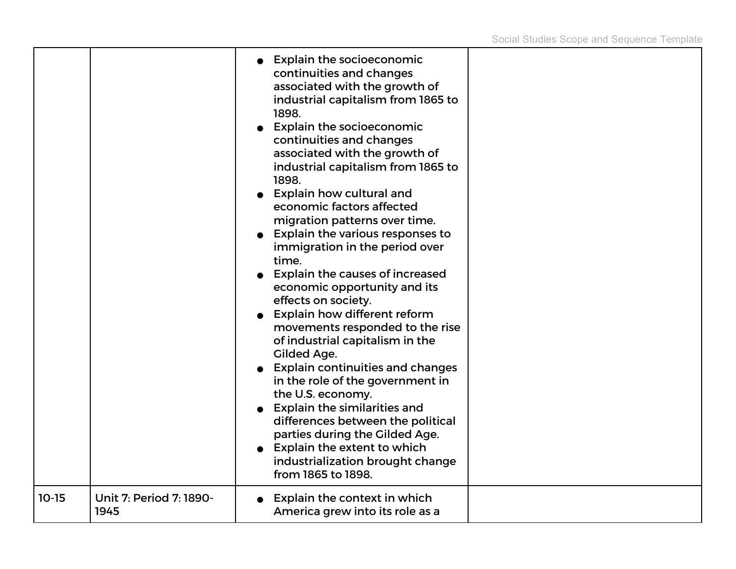| | | | |
|---|---|---|---|
| | | ● Explain the socioeconomic continuities and changes associated with the growth of industrial capitalism from 1865 to 1898.<br>● Explain the socioeconomic continuities and changes associated with the growth of industrial capitalism from 1865 to 1898.<br>● Explain how cultural and economic factors affected migration patterns over time.<br>● Explain the various responses to immigration in the period over time.<br>● Explain the causes of increased economic opportunity and its effects on society.<br>● Explain how different reform movements responded to the rise of industrial capitalism in the Gilded Age.<br>● Explain continuities and changes in the role of the government in the U.S. economy.<br>● Explain the similarities and differences between the political parties during the Gilded Age.<br>● Explain the extent to which industrialization brought change from 1865 to 1898. | |
| 10-15 | Unit 7: Period 7: 1890-1945 | ● Explain the context in which America grew into its role as a | |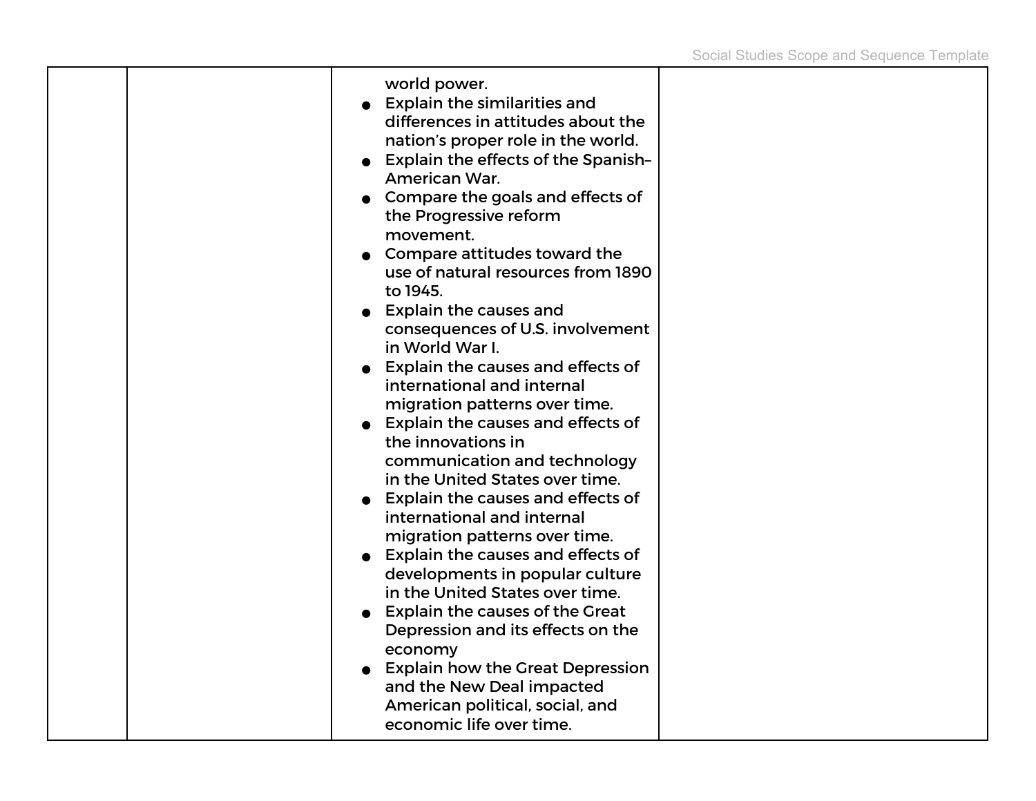| | | | |
|---|---|---|---|
| | | world power.<br>● Explain the similarities and differences in attitudes about the nation's proper role in the world.<br>● Explain the effects of the Spanish–American War.<br>● Compare the goals and effects of the Progressive reform movement.<br>● Compare attitudes toward the use of natural resources from 1890 to 1945.<br>● Explain the causes and consequences of U.S. involvement in World War I.<br>● Explain the causes and effects of international and internal migration patterns over time.<br>● Explain the causes and effects of the innovations in communication and technology in the United States over time.<br>● Explain the causes and effects of international and internal migration patterns over time.<br>● Explain the causes and effects of developments in popular culture in the United States over time.<br>● Explain the causes of the Great Depression and its effects on the economy<br>● Explain how the Great Depression and the New Deal impacted American political, social, and economic life over time. | |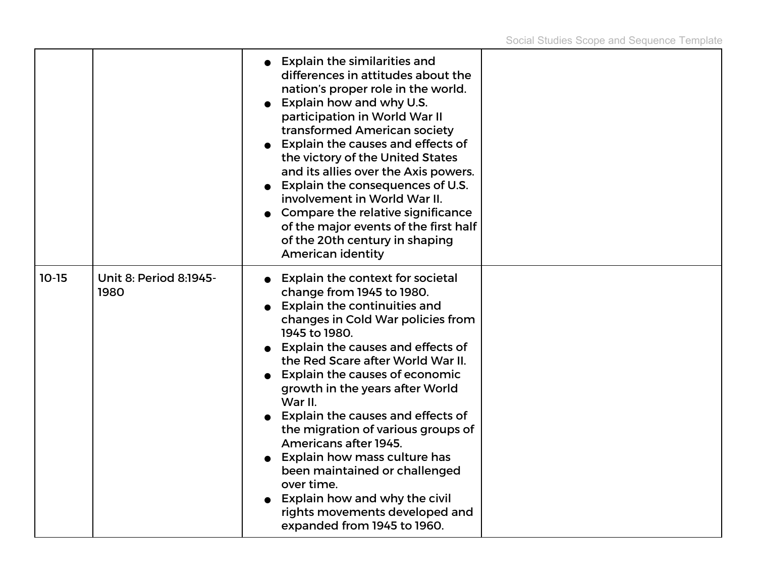| | | | |
|---|---|---|---|
| | | <ul><li>Explain the similarities and differences in attitudes about the nation's proper role in the world.</li><li>Explain how and why U.S. participation in World War II transformed American society</li><li>Explain the causes and effects of the victory of the United States and its allies over the Axis powers.</li><li>Explain the consequences of U.S. involvement in World War II.</li><li>Compare the relative significance of the major events of the first half of the 20th century in shaping American identity</li></ul> | |
| 10-15 | Unit 8: Period 8:1945-1980 | <ul><li>Explain the context for societal change from 1945 to 1980.</li><li>Explain the continuities and changes in Cold War policies from 1945 to 1980.</li><li>Explain the causes and effects of the Red Scare after World War II.</li><li>Explain the causes of economic growth in the years after World War II.</li><li>Explain the causes and effects of the migration of various groups of Americans after 1945.</li><li>Explain how mass culture has been maintained or challenged over time.</li><li>Explain how and why the civil rights movements developed and expanded from 1945 to 1960.</li></ul> | |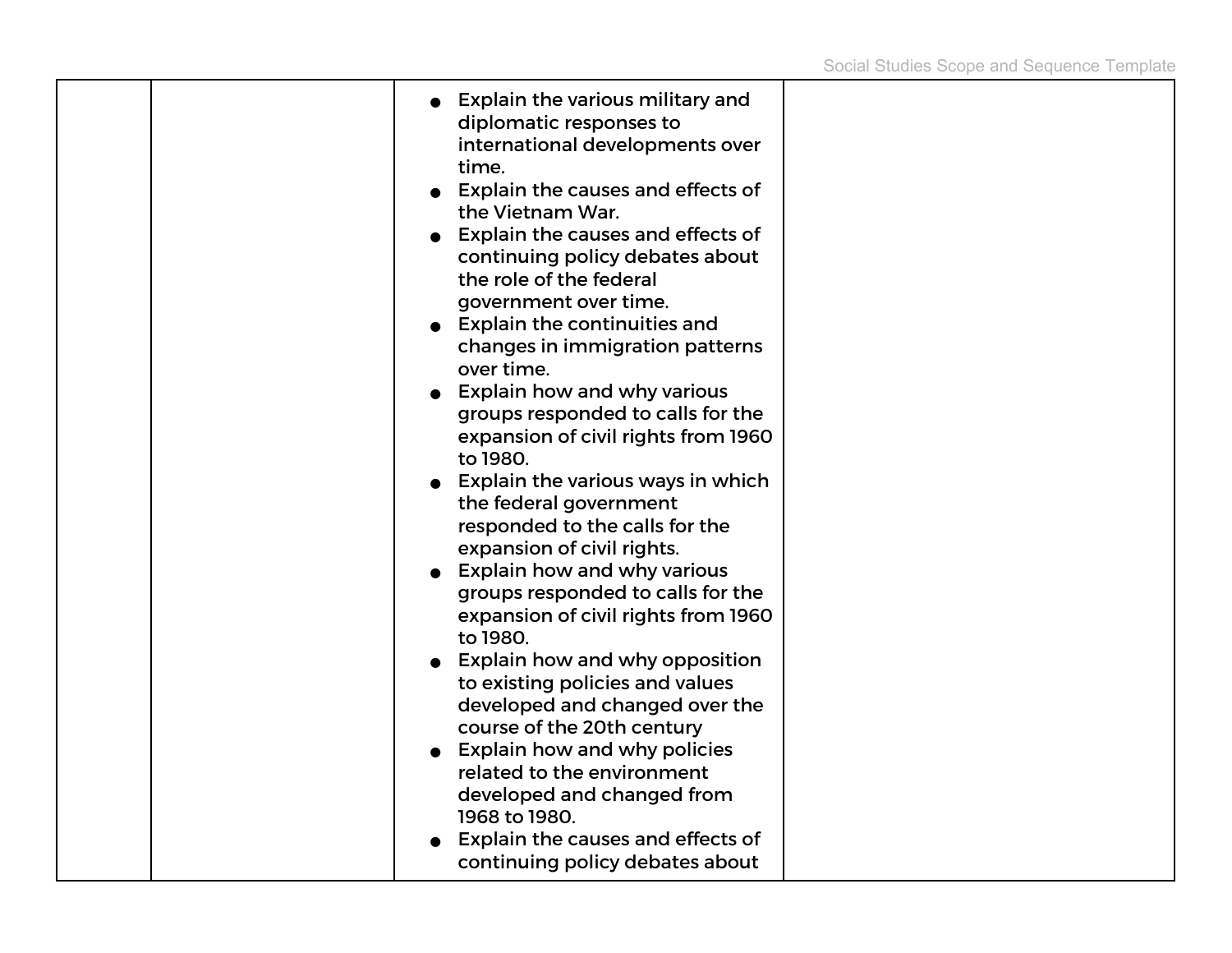|  |  |  |  |
|---|---|---|---|
|  |  | <ul><li>Explain the various military and diplomatic responses to international developments over time.</li><li>Explain the causes and effects of the Vietnam War.</li><li>Explain the causes and effects of continuing policy debates about the role of the federal government over time.</li><li>Explain the continuities and changes in immigration patterns over time.</li><li>Explain how and why various groups responded to calls for the expansion of civil rights from 1960 to 1980.</li><li>Explain the various ways in which the federal government responded to the calls for the expansion of civil rights.</li><li>Explain how and why various groups responded to calls for the expansion of civil rights from 1960 to 1980.</li><li>Explain how and why opposition to existing policies and values developed and changed over the course of the 20th century</li><li>Explain how and why policies related to the environment developed and changed from 1968 to 1980.</li><li>Explain the causes and effects of continuing policy debates about</li></ul> |  |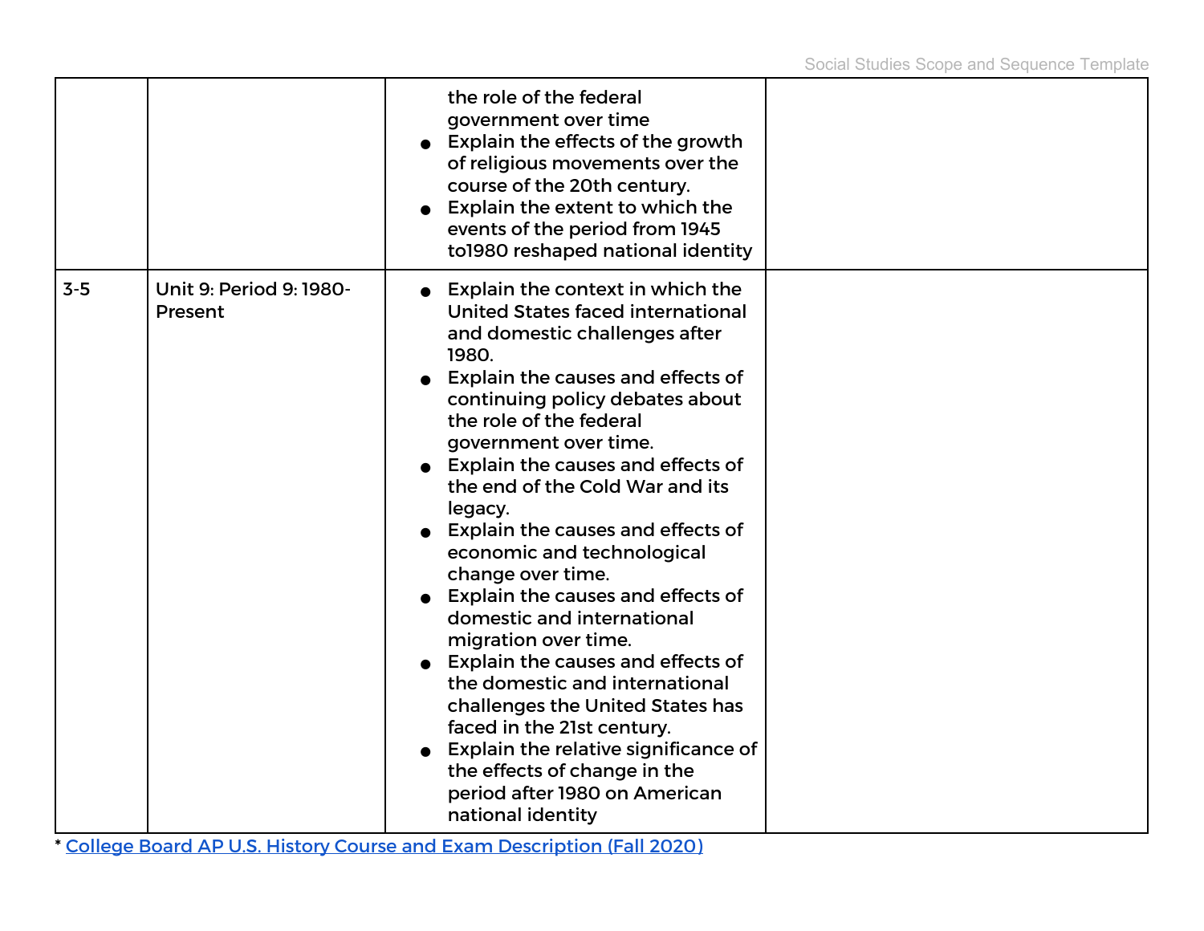| | | | |
|---|---|---|---|
| | | the role of the federal government over time<br>● Explain the effects of the growth of religious movements over the course of the 20th century.<br>● Explain the extent to which the events of the period from 1945 to1980 reshaped national identity | |
| 3-5 | Unit 9: Period 9: 1980-Present | ● Explain the context in which the United States faced international and domestic challenges after 1980.<br>● Explain the causes and effects of continuing policy debates about the role of the federal government over time.<br>● Explain the causes and effects of the end of the Cold War and its legacy.<br>● Explain the causes and effects of economic and technological change over time.<br>● Explain the causes and effects of domestic and international migration over time.<br>● Explain the causes and effects of the domestic and international challenges the United States has faced in the 21st century.<br>● Explain the relative significance of the effects of change in the period after 1980 on American national identity | |

* College Board AP U.S. History Course and Exam Description (Fall 2020)